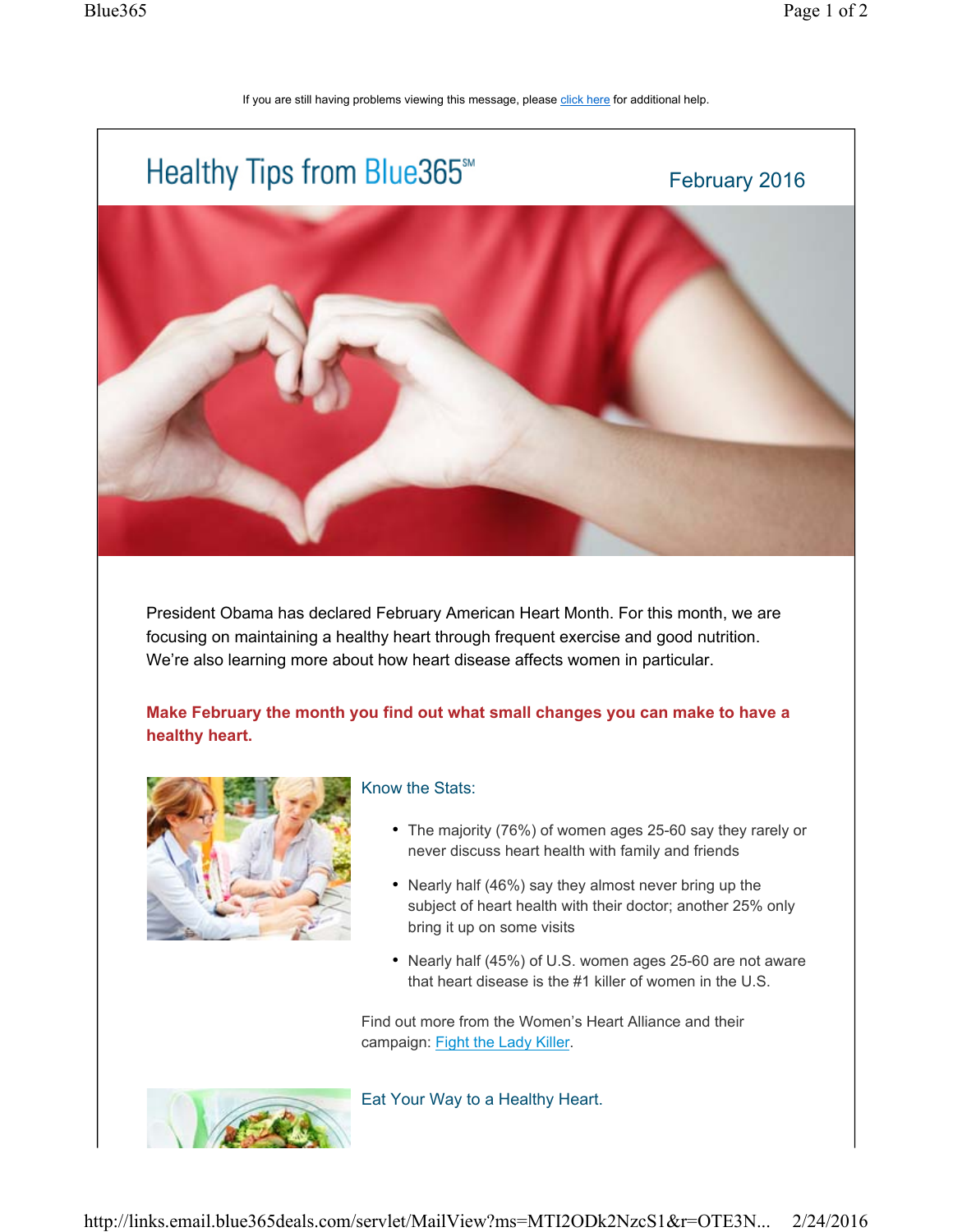If you are still having problems viewing this message, please click here for additional help.

# Healthy Tips from Blue365℠

February 2016

President Obama has declared February American Heart Month. For this month, we are focusing on maintaining a healthy heart through frequent exercise and good nutrition. We're also learning more about how heart disease affects women in particular.

**Make February the month you find out what small changes you can make to have a healthy heart.**

## Know the Stats:

- The majority (76%) of women ages 25-60 say they rarely or never discuss heart health with family and friends
- Nearly half (46%) say they almost never bring up the subject of heart health with their doctor; another 25% only bring it up on some visits
- Nearly half (45%) of U.S. women ages 25-60 are not aware that heart disease is the #1 killer of women in the U.S.

Find out more from the Women's Heart Alliance and their campaign: Fight the Lady Killer.

## Eat Your Way to a Healthy Heart.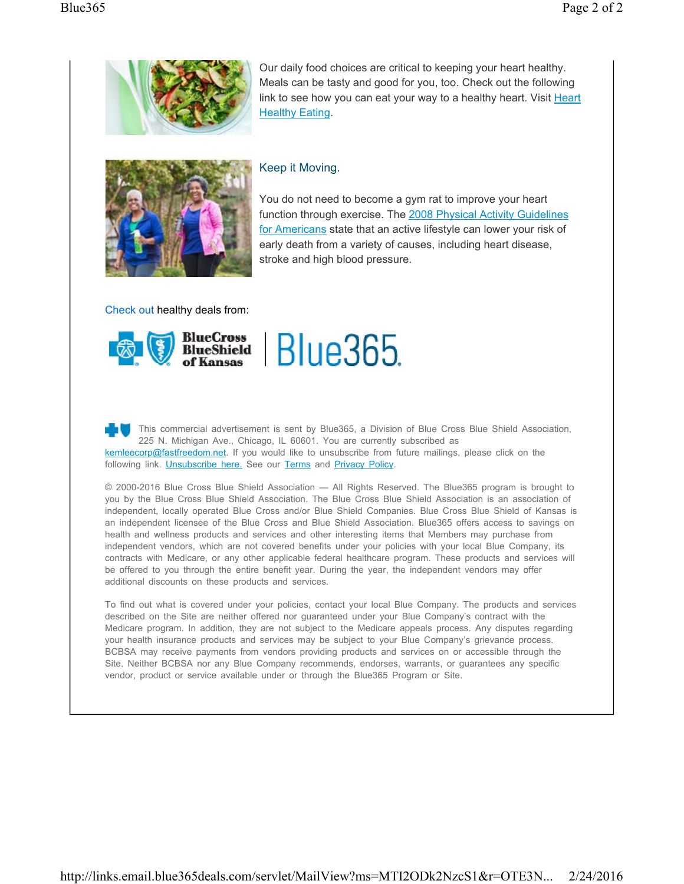Our daily food choices are critical to keeping your heart healthy. Meals can be tasty and good for you, too. Check out the following link to see how you can eat your way to a healthy heart. Visit Heart Healthy Eating.

## Keep it Moving.

You do not need to become a gym rat to improve your heart function through exercise. The 2008 Physical Activity Guidelines for Americans state that an active lifestyle can lower your risk of early death from a variety of causes, including heart disease, stroke and high blood pressure.

Check out healthy deals from:

BlueCross BlueShield of Kansas | Blue365

This commercial advertisement is sent by Blue365, a Division of Blue Cross Blue Shield Association, 225 N. Michigan Ave., Chicago, IL 60601. You are currently subscribed as kemleecorp@fastfreedom.net. If you would like to unsubscribe from future mailings, please click on the following link. Unsubscribe here. See our Terms and Privacy Policy.

© 2000-2016 Blue Cross Blue Shield Association — All Rights Reserved. The Blue365 program is brought to you by the Blue Cross Blue Shield Association. The Blue Cross Blue Shield Association is an association of independent, locally operated Blue Cross and/or Blue Shield Companies. Blue Cross Blue Shield of Kansas is an independent licensee of the Blue Cross and Blue Shield Association. Blue365 offers access to savings on health and wellness products and services and other interesting items that Members may purchase from independent vendors, which are not covered benefits under your policies with your local Blue Company, its contracts with Medicare, or any other applicable federal healthcare program. These products and services will be offered to you through the entire benefit year. During the year, the independent vendors may offer additional discounts on these products and services.

To find out what is covered under your policies, contact your local Blue Company. The products and services described on the Site are neither offered nor guaranteed under your Blue Company's contract with the Medicare program. In addition, they are not subject to the Medicare appeals process. Any disputes regarding your health insurance products and services may be subject to your Blue Company's grievance process. BCBSA may receive payments from vendors providing products and services on or accessible through the Site. Neither BCBSA nor any Blue Company recommends, endorses, warrants, or guarantees any specific vendor, product or service available under or through the Blue365 Program or Site.